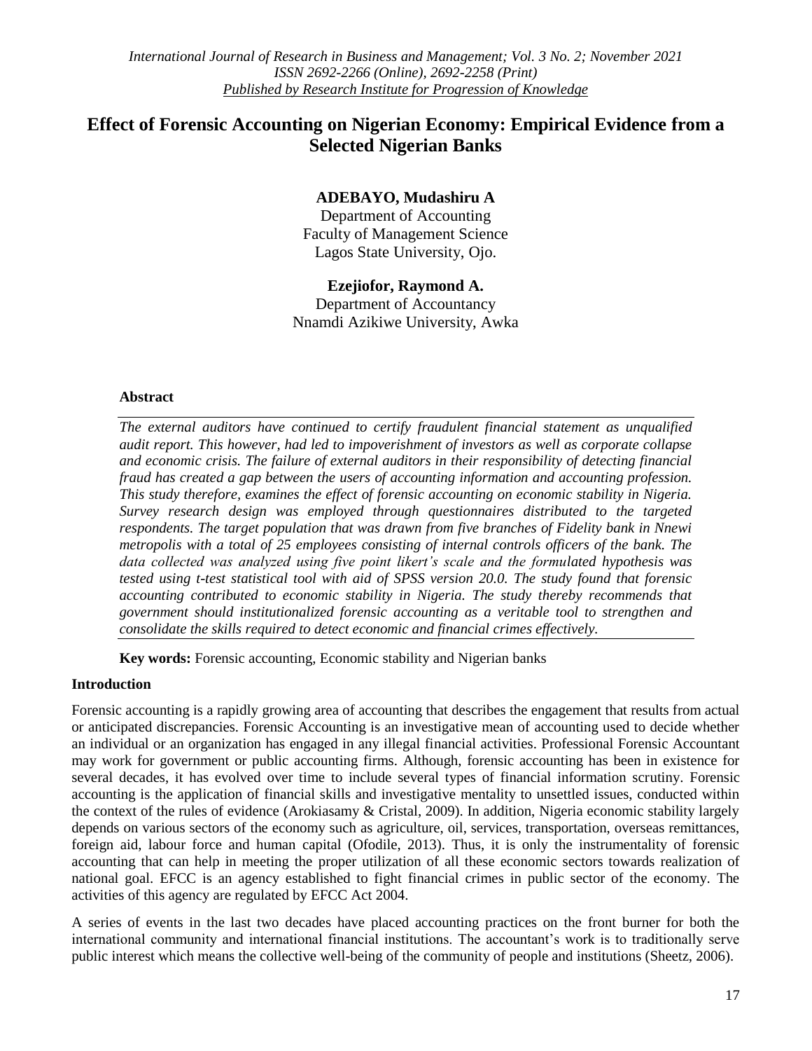# Effect of Forensic Accounting on Nigerian Economy: Empirical Evidence from a Selected Nigerian Banks

**ADEBAYO, Mudashiru A**

Department of Accounting
Faculty of Management Science
Lagos State University, Ojo.

**Ezejiofor, Raymond A.**

Department of Accountancy
Nnamdi Azikiwe University, Awka

## Abstract

*The external auditors have continued to certify fraudulent financial statement as unqualified audit report. This however, had led to impoverishment of investors as well as corporate collapse and economic crisis. The failure of external auditors in their responsibility of detecting financial fraud has created a gap between the users of accounting information and accounting profession. This study therefore, examines the effect of forensic accounting on economic stability in Nigeria. Survey research design was employed through questionnaires distributed to the targeted respondents. The target population that was drawn from five branches of Fidelity bank in Nnewi metropolis with a total of 25 employees consisting of internal controls officers of the bank. The data collected was analyzed using five point likert's scale and the formulated hypothesis was tested using t-test statistical tool with aid of SPSS version 20.0. The study found that forensic accounting contributed to economic stability in Nigeria. The study thereby recommends that government should institutionalized forensic accounting as a veritable tool to strengthen and consolidate the skills required to detect economic and financial crimes effectively.*

**Key words:** Forensic accounting, Economic stability and Nigerian banks

## Introduction

Forensic accounting is a rapidly growing area of accounting that describes the engagement that results from actual or anticipated discrepancies. Forensic Accounting is an investigative mean of accounting used to decide whether an individual or an organization has engaged in any illegal financial activities. Professional Forensic Accountant may work for government or public accounting firms. Although, forensic accounting has been in existence for several decades, it has evolved over time to include several types of financial information scrutiny. Forensic accounting is the application of financial skills and investigative mentality to unsettled issues, conducted within the context of the rules of evidence (Arokiasamy & Cristal, 2009). In addition, Nigeria economic stability largely depends on various sectors of the economy such as agriculture, oil, services, transportation, overseas remittances, foreign aid, labour force and human capital (Ofodile, 2013). Thus, it is only the instrumentality of forensic accounting that can help in meeting the proper utilization of all these economic sectors towards realization of national goal. EFCC is an agency established to fight financial crimes in public sector of the economy. The activities of this agency are regulated by EFCC Act 2004.

A series of events in the last two decades have placed accounting practices on the front burner for both the international community and international financial institutions. The accountant's work is to traditionally serve public interest which means the collective well-being of the community of people and institutions (Sheetz, 2006).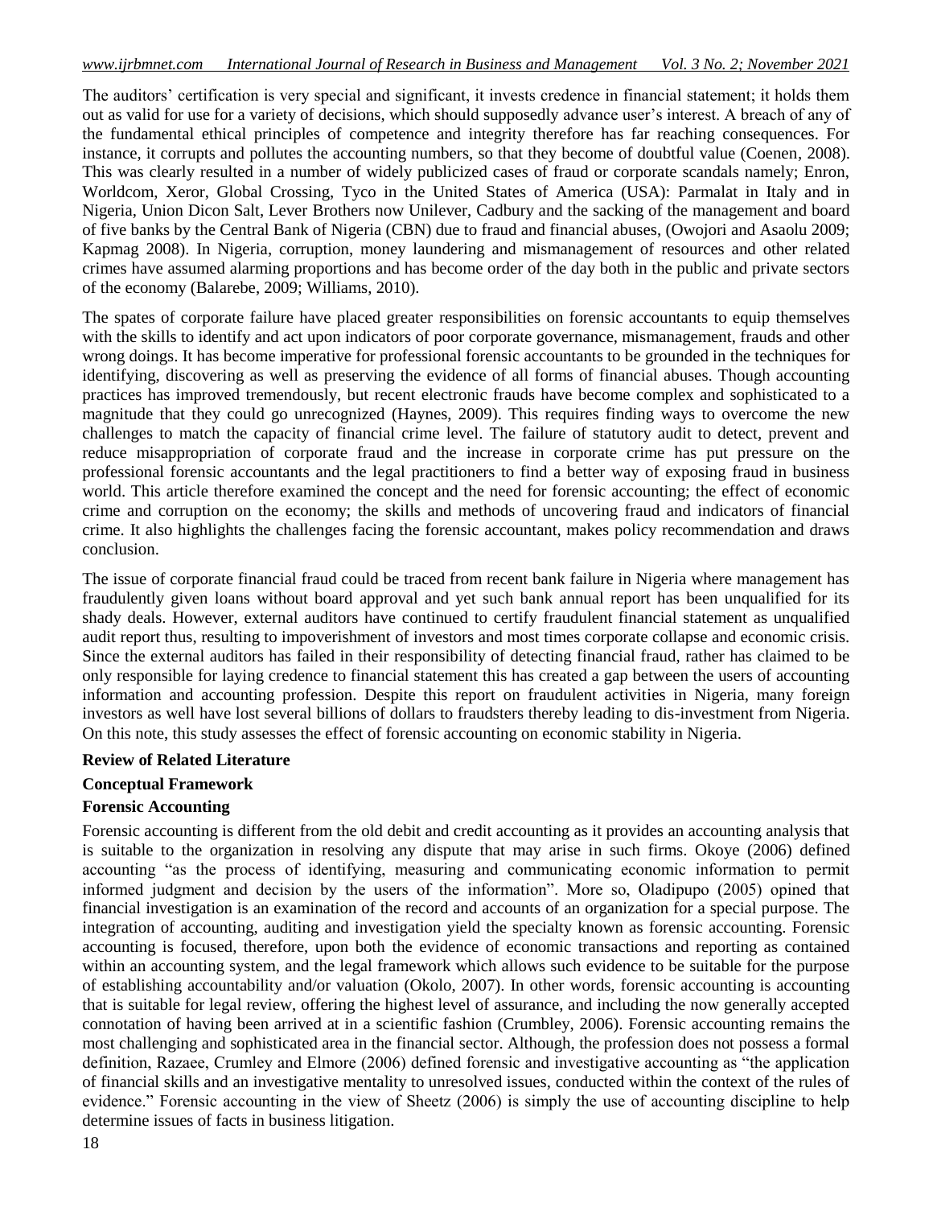The auditors' certification is very special and significant, it invests credence in financial statement; it holds them out as valid for use for a variety of decisions, which should supposedly advance user's interest. A breach of any of the fundamental ethical principles of competence and integrity therefore has far reaching consequences. For instance, it corrupts and pollutes the accounting numbers, so that they become of doubtful value (Coenen, 2008). This was clearly resulted in a number of widely publicized cases of fraud or corporate scandals namely; Enron, Worldcom, Xerox, Global Crossing, Tyco in the United States of America (USA): Parmalat in Italy and in Nigeria, Union Dicon Salt, Lever Brothers now Unilever, Cadbury and the sacking of the management and board of five banks by the Central Bank of Nigeria (CBN) due to fraud and financial abuses, (Owojori and Asaolu 2009; Kapmag 2008). In Nigeria, corruption, money laundering and mismanagement of resources and other related crimes have assumed alarming proportions and has become order of the day both in the public and private sectors of the economy (Balarebe, 2009; Williams, 2010).

The spates of corporate failure have placed greater responsibilities on forensic accountants to equip themselves with the skills to identify and act upon indicators of poor corporate governance, mismanagement, frauds and other wrong doings. It has become imperative for professional forensic accountants to be grounded in the techniques for identifying, discovering as well as preserving the evidence of all forms of financial abuses. Though accounting practices has improved tremendously, but recent electronic frauds have become complex and sophisticated to a magnitude that they could go unrecognized (Haynes, 2009). This requires finding ways to overcome the new challenges to match the capacity of financial crime level. The failure of statutory audit to detect, prevent and reduce misappropriation of corporate fraud and the increase in corporate crime has put pressure on the professional forensic accountants and the legal practitioners to find a better way of exposing fraud in business world. This article therefore examined the concept and the need for forensic accounting; the effect of economic crime and corruption on the economy; the skills and methods of uncovering fraud and indicators of financial crime. It also highlights the challenges facing the forensic accountant, makes policy recommendation and draws conclusion.

The issue of corporate financial fraud could be traced from recent bank failure in Nigeria where management has fraudulently given loans without board approval and yet such bank annual report has been unqualified for its shady deals. However, external auditors have continued to certify fraudulent financial statement as unqualified audit report thus, resulting to impoverishment of investors and most times corporate collapse and economic crisis. Since the external auditors has failed in their responsibility of detecting financial fraud, rather has claimed to be only responsible for laying credence to financial statement this has created a gap between the users of accounting information and accounting profession. Despite this report on fraudulent activities in Nigeria, many foreign investors as well have lost several billions of dollars to fraudsters thereby leading to dis-investment from Nigeria. On this note, this study assesses the effect of forensic accounting on economic stability in Nigeria.

## Review of Related Literature

### Conceptual Framework

#### Forensic Accounting

Forensic accounting is different from the old debit and credit accounting as it provides an accounting analysis that is suitable to the organization in resolving any dispute that may arise in such firms. Okoye (2006) defined accounting "as the process of identifying, measuring and communicating economic information to permit informed judgment and decision by the users of the information". More so, Oladipupo (2005) opined that financial investigation is an examination of the record and accounts of an organization for a special purpose. The integration of accounting, auditing and investigation yield the specialty known as forensic accounting. Forensic accounting is focused, therefore, upon both the evidence of economic transactions and reporting as contained within an accounting system, and the legal framework which allows such evidence to be suitable for the purpose of establishing accountability and/or valuation (Okolo, 2007). In other words, forensic accounting is accounting that is suitable for legal review, offering the highest level of assurance, and including the now generally accepted connotation of having been arrived at in a scientific fashion (Crumbley, 2006). Forensic accounting remains the most challenging and sophisticated area in the financial sector. Although, the profession does not possess a formal definition, Razaee, Crumley and Elmore (2006) defined forensic and investigative accounting as "the application of financial skills and an investigative mentality to unresolved issues, conducted within the context of the rules of evidence." Forensic accounting in the view of Sheetz (2006) is simply the use of accounting discipline to help determine issues of facts in business litigation.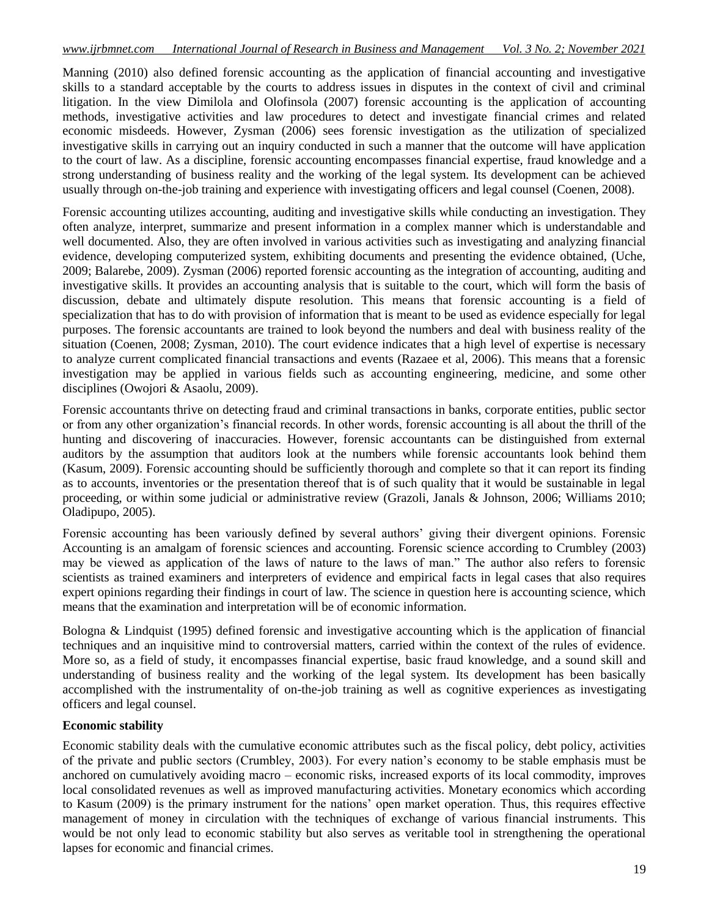Manning (2010) also defined forensic accounting as the application of financial accounting and investigative skills to a standard acceptable by the courts to address issues in disputes in the context of civil and criminal litigation. In the view Dimilola and Olofinsola (2007) forensic accounting is the application of accounting methods, investigative activities and law procedures to detect and investigate financial crimes and related economic misdeeds. However, Zysman (2006) sees forensic investigation as the utilization of specialized investigative skills in carrying out an inquiry conducted in such a manner that the outcome will have application to the court of law. As a discipline, forensic accounting encompasses financial expertise, fraud knowledge and a strong understanding of business reality and the working of the legal system. Its development can be achieved usually through on-the-job training and experience with investigating officers and legal counsel (Coenen, 2008).

Forensic accounting utilizes accounting, auditing and investigative skills while conducting an investigation. They often analyze, interpret, summarize and present information in a complex manner which is understandable and well documented. Also, they are often involved in various activities such as investigating and analyzing financial evidence, developing computerized system, exhibiting documents and presenting the evidence obtained, (Uche, 2009; Balarebe, 2009). Zysman (2006) reported forensic accounting as the integration of accounting, auditing and investigative skills. It provides an accounting analysis that is suitable to the court, which will form the basis of discussion, debate and ultimately dispute resolution. This means that forensic accounting is a field of specialization that has to do with provision of information that is meant to be used as evidence especially for legal purposes. The forensic accountants are trained to look beyond the numbers and deal with business reality of the situation (Coenen, 2008; Zysman, 2010). The court evidence indicates that a high level of expertise is necessary to analyze current complicated financial transactions and events (Razaee et al, 2006). This means that a forensic investigation may be applied in various fields such as accounting engineering, medicine, and some other disciplines (Owojori & Asaolu, 2009).

Forensic accountants thrive on detecting fraud and criminal transactions in banks, corporate entities, public sector or from any other organization's financial records. In other words, forensic accounting is all about the thrill of the hunting and discovering of inaccuracies. However, forensic accountants can be distinguished from external auditors by the assumption that auditors look at the numbers while forensic accountants look behind them (Kasum, 2009). Forensic accounting should be sufficiently thorough and complete so that it can report its finding as to accounts, inventories or the presentation thereof that is of such quality that it would be sustainable in legal proceeding, or within some judicial or administrative review (Grazoli, Janals & Johnson, 2006; Williams 2010; Oladipupo, 2005).

Forensic accounting has been variously defined by several authors' giving their divergent opinions. Forensic Accounting is an amalgam of forensic sciences and accounting. Forensic science according to Crumbley (2003) may be viewed as application of the laws of nature to the laws of man." The author also refers to forensic scientists as trained examiners and interpreters of evidence and empirical facts in legal cases that also requires expert opinions regarding their findings in court of law. The science in question here is accounting science, which means that the examination and interpretation will be of economic information.

Bologna & Lindquist (1995) defined forensic and investigative accounting which is the application of financial techniques and an inquisitive mind to controversial matters, carried within the context of the rules of evidence. More so, as a field of study, it encompasses financial expertise, basic fraud knowledge, and a sound skill and understanding of business reality and the working of the legal system. Its development has been basically accomplished with the instrumentality of on-the-job training as well as cognitive experiences as investigating officers and legal counsel.

**Economic stability**

Economic stability deals with the cumulative economic attributes such as the fiscal policy, debt policy, activities of the private and public sectors (Crumbley, 2003). For every nation's economy to be stable emphasis must be anchored on cumulatively avoiding macro – economic risks, increased exports of its local commodity, improves local consolidated revenues as well as improved manufacturing activities. Monetary economics which according to Kasum (2009) is the primary instrument for the nations' open market operation. Thus, this requires effective management of money in circulation with the techniques of exchange of various financial instruments. This would be not only lead to economic stability but also serves as veritable tool in strengthening the operational lapses for economic and financial crimes.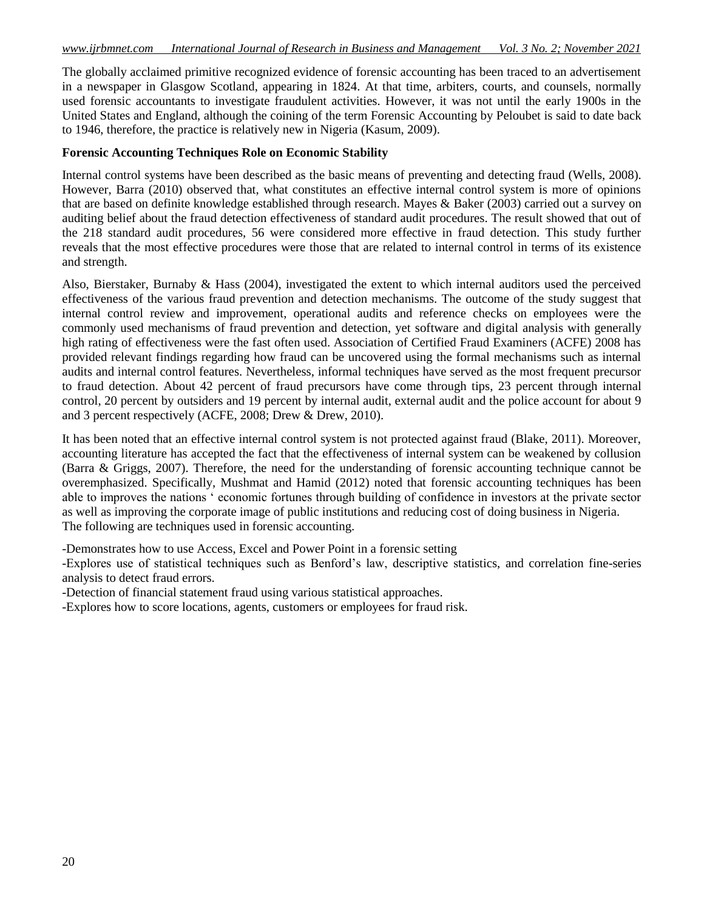The globally acclaimed primitive recognized evidence of forensic accounting has been traced to an advertisement in a newspaper in Glasgow Scotland, appearing in 1824. At that time, arbiters, courts, and counsels, normally used forensic accountants to investigate fraudulent activities. However, it was not until the early 1900s in the United States and England, although the coining of the term Forensic Accounting by Peloubet is said to date back to 1946, therefore, the practice is relatively new in Nigeria (Kasum, 2009).

**Forensic Accounting Techniques Role on Economic Stability**

Internal control systems have been described as the basic means of preventing and detecting fraud (Wells, 2008). However, Barra (2010) observed that, what constitutes an effective internal control system is more of opinions that are based on definite knowledge established through research. Mayes & Baker (2003) carried out a survey on auditing belief about the fraud detection effectiveness of standard audit procedures. The result showed that out of the 218 standard audit procedures, 56 were considered more effective in fraud detection. This study further reveals that the most effective procedures were those that are related to internal control in terms of its existence and strength.

Also, Bierstaker, Burnaby & Hass (2004), investigated the extent to which internal auditors used the perceived effectiveness of the various fraud prevention and detection mechanisms. The outcome of the study suggest that internal control review and improvement, operational audits and reference checks on employees were the commonly used mechanisms of fraud prevention and detection, yet software and digital analysis with generally high rating of effectiveness were the fast often used. Association of Certified Fraud Examiners (ACFE) 2008 has provided relevant findings regarding how fraud can be uncovered using the formal mechanisms such as internal audits and internal control features. Nevertheless, informal techniques have served as the most frequent precursor to fraud detection. About 42 percent of fraud precursors have come through tips, 23 percent through internal control, 20 percent by outsiders and 19 percent by internal audit, external audit and the police account for about 9 and 3 percent respectively (ACFE, 2008; Drew & Drew, 2010).

It has been noted that an effective internal control system is not protected against fraud (Blake, 2011). Moreover, accounting literature has accepted the fact that the effectiveness of internal system can be weakened by collusion (Barra & Griggs, 2007). Therefore, the need for the understanding of forensic accounting technique cannot be overemphasized. Specifically, Mushmat and Hamid (2012) noted that forensic accounting techniques has been able to improves the nations ' economic fortunes through building of confidence in investors at the private sector as well as improving the corporate image of public institutions and reducing cost of doing business in Nigeria.
The following are techniques used in forensic accounting.

-Demonstrates how to use Access, Excel and Power Point in a forensic setting
-Explores use of statistical techniques such as Benford's law, descriptive statistics, and correlation fine-series analysis to detect fraud errors.
-Detection of financial statement fraud using various statistical approaches.
-Explores how to score locations, agents, customers or employees for fraud risk.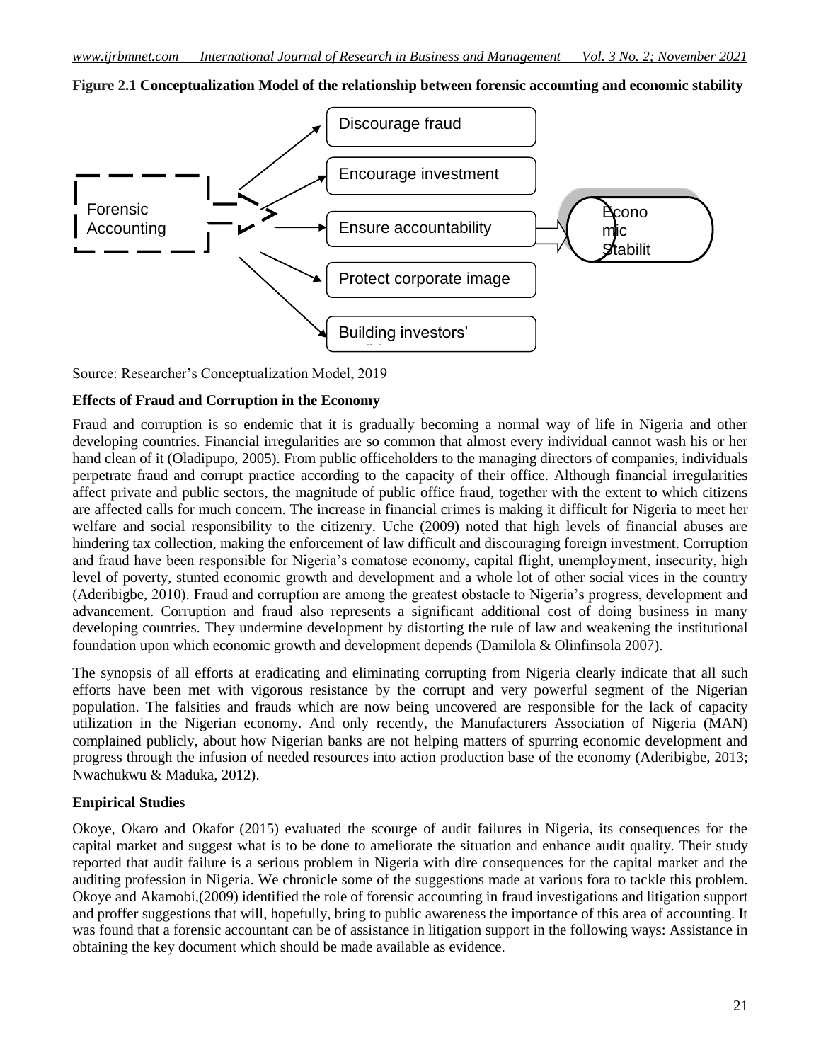**Figure 2.1 Conceptualization Model of the relationship between forensic accounting and economic stability**

Forensic Accounting

Discourage fraud

Encourage investment

Ensure accountability

Protect corporate image

Building investors'

Econo mic Stabilit

Source: Researcher's Conceptualization Model, 2019

**Effects of Fraud and Corruption in the Economy**

Fraud and corruption is so endemic that it is gradually becoming a normal way of life in Nigeria and other developing countries. Financial irregularities are so common that almost every individual cannot wash his or her hand clean of it (Oladipupo, 2005). From public officeholders to the managing directors of companies, individuals perpetrate fraud and corrupt practice according to the capacity of their office. Although financial irregularities affect private and public sectors, the magnitude of public office fraud, together with the extent to which citizens are affected calls for much concern. The increase in financial crimes is making it difficult for Nigeria to meet her welfare and social responsibility to the citizenry. Uche (2009) noted that high levels of financial abuses are hindering tax collection, making the enforcement of law difficult and discouraging foreign investment. Corruption and fraud have been responsible for Nigeria's comatose economy, capital flight, unemployment, insecurity, high level of poverty, stunted economic growth and development and a whole lot of other social vices in the country (Aderibigbe, 2010). Fraud and corruption are among the greatest obstacle to Nigeria's progress, development and advancement. Corruption and fraud also represents a significant additional cost of doing business in many developing countries. They undermine development by distorting the rule of law and weakening the institutional foundation upon which economic growth and development depends (Damilola & Olinfinsola 2007).

The synopsis of all efforts at eradicating and eliminating corrupting from Nigeria clearly indicate that all such efforts have been met with vigorous resistance by the corrupt and very powerful segment of the Nigerian population. The falsities and frauds which are now being uncovered are responsible for the lack of capacity utilization in the Nigerian economy. And only recently, the Manufacturers Association of Nigeria (MAN) complained publicly, about how Nigerian banks are not helping matters of spurring economic development and progress through the infusion of needed resources into action production base of the economy (Aderibigbe, 2013; Nwachukwu & Maduka, 2012).

**Empirical Studies**

Okoye, Okaro and Okafor (2015) evaluated the scourge of audit failures in Nigeria, its consequences for the capital market and suggest what is to be done to ameliorate the situation and enhance audit quality. Their study reported that audit failure is a serious problem in Nigeria with dire consequences for the capital market and the auditing profession in Nigeria. We chronicle some of the suggestions made at various fora to tackle this problem. Okoye and Akamobi,(2009) identified the role of forensic accounting in fraud investigations and litigation support and proffer suggestions that will, hopefully, bring to public awareness the importance of this area of accounting. It was found that a forensic accountant can be of assistance in litigation support in the following ways: Assistance in obtaining the key document which should be made available as evidence.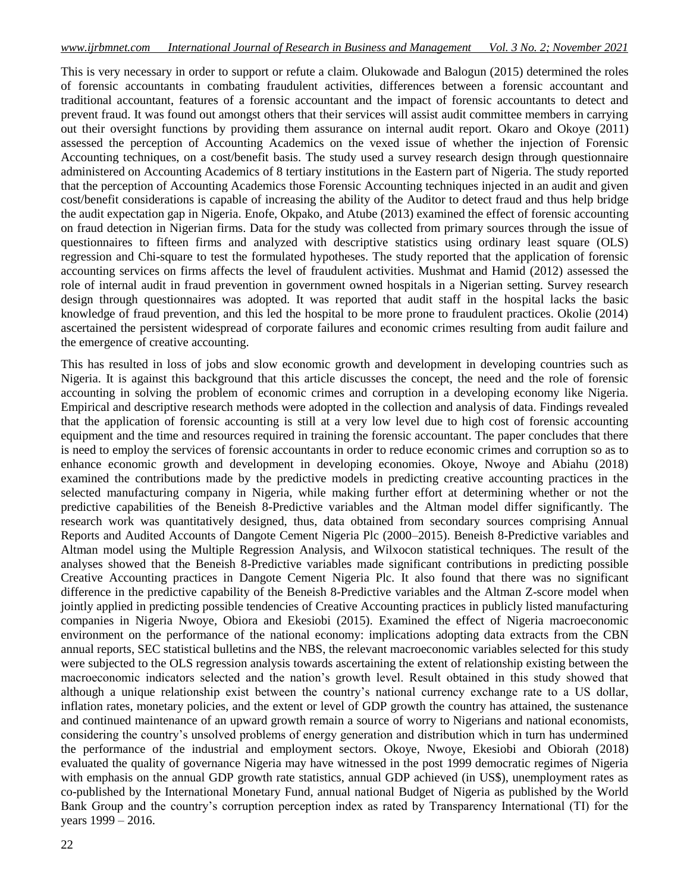This is very necessary in order to support or refute a claim. Olukowade and Balogun (2015) determined the roles of forensic accountants in combating fraudulent activities, differences between a forensic accountant and traditional accountant, features of a forensic accountant and the impact of forensic accountants to detect and prevent fraud. It was found out amongst others that their services will assist audit committee members in carrying out their oversight functions by providing them assurance on internal audit report. Okaro and Okoye (2011) assessed the perception of Accounting Academics on the vexed issue of whether the injection of Forensic Accounting techniques, on a cost/benefit basis. The study used a survey research design through questionnaire administered on Accounting Academics of 8 tertiary institutions in the Eastern part of Nigeria. The study reported that the perception of Accounting Academics those Forensic Accounting techniques injected in an audit and given cost/benefit considerations is capable of increasing the ability of the Auditor to detect fraud and thus help bridge the audit expectation gap in Nigeria. Enofe, Okpako, and Atube (2013) examined the effect of forensic accounting on fraud detection in Nigerian firms. Data for the study was collected from primary sources through the issue of questionnaires to fifteen firms and analyzed with descriptive statistics using ordinary least square (OLS) regression and Chi-square to test the formulated hypotheses. The study reported that the application of forensic accounting services on firms affects the level of fraudulent activities. Mushmat and Hamid (2012) assessed the role of internal audit in fraud prevention in government owned hospitals in a Nigerian setting. Survey research design through questionnaires was adopted. It was reported that audit staff in the hospital lacks the basic knowledge of fraud prevention, and this led the hospital to be more prone to fraudulent practices. Okolie (2014) ascertained the persistent widespread of corporate failures and economic crimes resulting from audit failure and the emergence of creative accounting.

This has resulted in loss of jobs and slow economic growth and development in developing countries such as Nigeria. It is against this background that this article discusses the concept, the need and the role of forensic accounting in solving the problem of economic crimes and corruption in a developing economy like Nigeria. Empirical and descriptive research methods were adopted in the collection and analysis of data. Findings revealed that the application of forensic accounting is still at a very low level due to high cost of forensic accounting equipment and the time and resources required in training the forensic accountant. The paper concludes that there is need to employ the services of forensic accountants in order to reduce economic crimes and corruption so as to enhance economic growth and development in developing economies. Okoye, Nwoye and Abiahu (2018) examined the contributions made by the predictive models in predicting creative accounting practices in the selected manufacturing company in Nigeria, while making further effort at determining whether or not the predictive capabilities of the Beneish 8-Predictive variables and the Altman model differ significantly. The research work was quantitatively designed, thus, data obtained from secondary sources comprising Annual Reports and Audited Accounts of Dangote Cement Nigeria Plc (2000–2015). Beneish 8-Predictive variables and Altman model using the Multiple Regression Analysis, and Wilxocon statistical techniques. The result of the analyses showed that the Beneish 8-Predictive variables made significant contributions in predicting possible Creative Accounting practices in Dangote Cement Nigeria Plc. It also found that there was no significant difference in the predictive capability of the Beneish 8-Predictive variables and the Altman Z-score model when jointly applied in predicting possible tendencies of Creative Accounting practices in publicly listed manufacturing companies in Nigeria Nwoye, Obiora and Ekesiobi (2015). Examined the effect of Nigeria macroeconomic environment on the performance of the national economy: implications adopting data extracts from the CBN annual reports, SEC statistical bulletins and the NBS, the relevant macroeconomic variables selected for this study were subjected to the OLS regression analysis towards ascertaining the extent of relationship existing between the macroeconomic indicators selected and the nation's growth level. Result obtained in this study showed that although a unique relationship exist between the country's national currency exchange rate to a US dollar, inflation rates, monetary policies, and the extent or level of GDP growth the country has attained, the sustenance and continued maintenance of an upward growth remain a source of worry to Nigerians and national economists, considering the country's unsolved problems of energy generation and distribution which in turn has undermined the performance of the industrial and employment sectors. Okoye, Nwoye, Ekesiobi and Obiorah (2018) evaluated the quality of governance Nigeria may have witnessed in the post 1999 democratic regimes of Nigeria with emphasis on the annual GDP growth rate statistics, annual GDP achieved (in US$), unemployment rates as co-published by the International Monetary Fund, annual national Budget of Nigeria as published by the World Bank Group and the country's corruption perception index as rated by Transparency International (TI) for the years 1999 – 2016.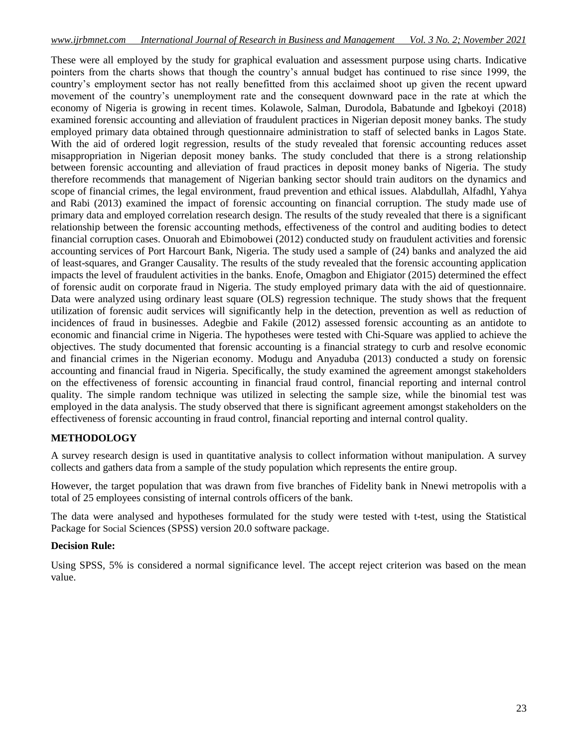These were all employed by the study for graphical evaluation and assessment purpose using charts. Indicative pointers from the charts shows that though the country's annual budget has continued to rise since 1999, the country's employment sector has not really benefitted from this acclaimed shoot up given the recent upward movement of the country's unemployment rate and the consequent downward pace in the rate at which the economy of Nigeria is growing in recent times. Kolawole, Salman, Durodola, Babatunde and Igbekoyi (2018) examined forensic accounting and alleviation of fraudulent practices in Nigerian deposit money banks. The study employed primary data obtained through questionnaire administration to staff of selected banks in Lagos State. With the aid of ordered logit regression, results of the study revealed that forensic accounting reduces asset misappropriation in Nigerian deposit money banks. The study concluded that there is a strong relationship between forensic accounting and alleviation of fraud practices in deposit money banks of Nigeria. The study therefore recommends that management of Nigerian banking sector should train auditors on the dynamics and scope of financial crimes, the legal environment, fraud prevention and ethical issues. Alabdullah, Alfadhl, Yahya and Rabi (2013) examined the impact of forensic accounting on financial corruption. The study made use of primary data and employed correlation research design. The results of the study revealed that there is a significant relationship between the forensic accounting methods, effectiveness of the control and auditing bodies to detect financial corruption cases. Onuorah and Ebimobowei (2012) conducted study on fraudulent activities and forensic accounting services of Port Harcourt Bank, Nigeria. The study used a sample of (24) banks and analyzed the aid of least-squares, and Granger Causality. The results of the study revealed that the forensic accounting application impacts the level of fraudulent activities in the banks. Enofe, Omagbon and Ehigiator (2015) determined the effect of forensic audit on corporate fraud in Nigeria. The study employed primary data with the aid of questionnaire. Data were analyzed using ordinary least square (OLS) regression technique. The study shows that the frequent utilization of forensic audit services will significantly help in the detection, prevention as well as reduction of incidences of fraud in businesses. Adegbie and Fakile (2012) assessed forensic accounting as an antidote to economic and financial crime in Nigeria. The hypotheses were tested with Chi-Square was applied to achieve the objectives. The study documented that forensic accounting is a financial strategy to curb and resolve economic and financial crimes in the Nigerian economy. Modugu and Anyaduba (2013) conducted a study on forensic accounting and financial fraud in Nigeria. Specifically, the study examined the agreement amongst stakeholders on the effectiveness of forensic accounting in financial fraud control, financial reporting and internal control quality. The simple random technique was utilized in selecting the sample size, while the binomial test was employed in the data analysis. The study observed that there is significant agreement amongst stakeholders on the effectiveness of forensic accounting in fraud control, financial reporting and internal control quality.

## METHODOLOGY

A survey research design is used in quantitative analysis to collect information without manipulation. A survey collects and gathers data from a sample of the study population which represents the entire group.

However, the target population that was drawn from five branches of Fidelity bank in Nnewi metropolis with a total of 25 employees consisting of internal controls officers of the bank.

The data were analysed and hypotheses formulated for the study were tested with t-test, using the Statistical Package for Social Sciences (SPSS) version 20.0 software package.

### Decision Rule:

Using SPSS, 5% is considered a normal significance level. The accept reject criterion was based on the mean value.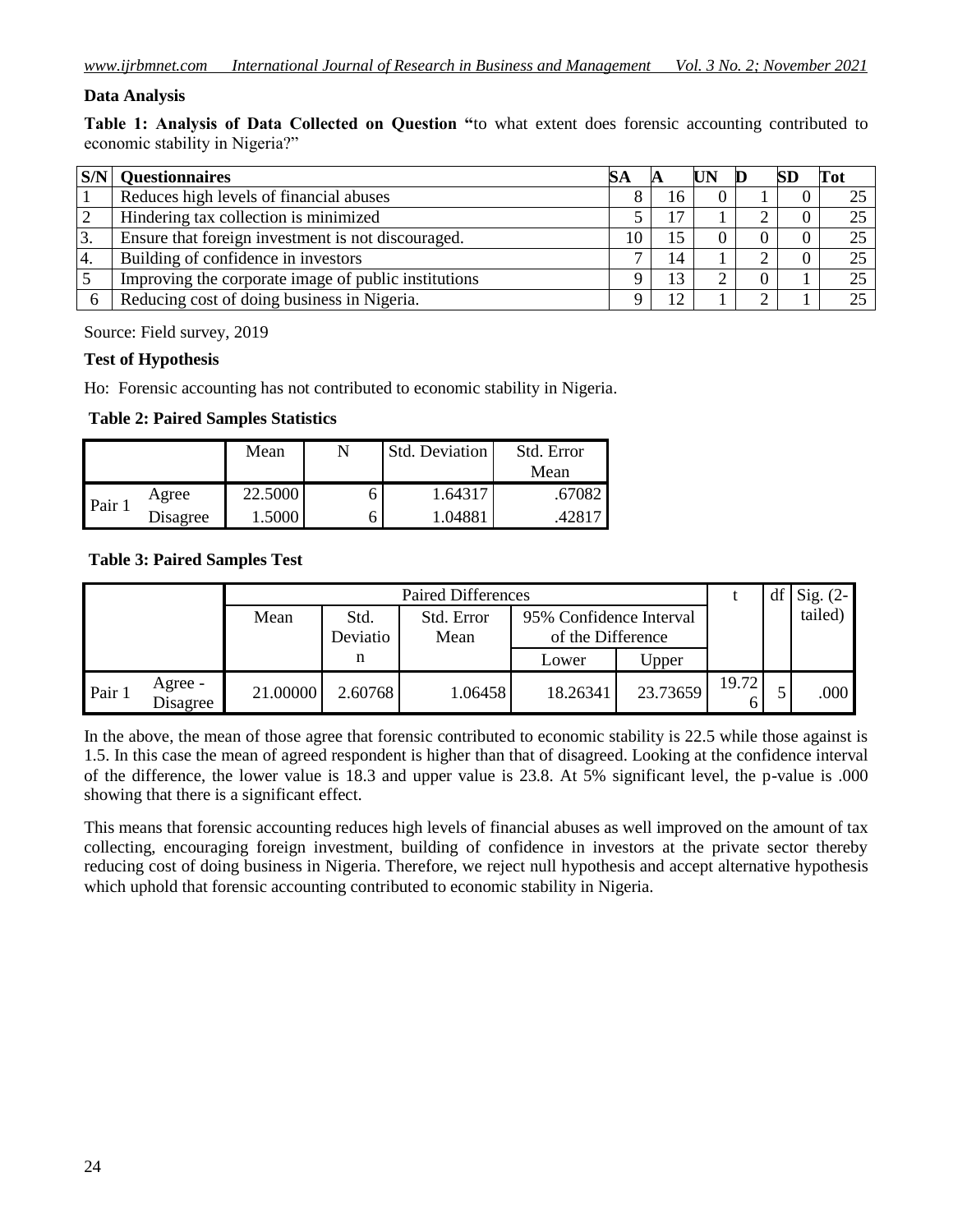### Data Analysis

**Table 1: Analysis of Data Collected on Question "**to what extent does forensic accounting contributed to economic stability in Nigeria?"

| S/N | Questionnaires | SA | A | UN | D | SD | Tot |
|---|---|---|---|---|---|---|---|
| 1 | Reduces high levels of financial abuses | 8 | 16 | 0 | 1 | 0 | 25 |
| 2 | Hindering tax collection is minimized | 5 | 17 | 1 | 2 | 0 | 25 |
| 3. | Ensure that foreign investment is not discouraged. | 10 | 15 | 0 | 0 | 0 | 25 |
| 4. | Building of confidence in investors | 7 | 14 | 1 | 2 | 0 | 25 |
| 5 | Improving the corporate image of public institutions | 9 | 13 | 2 | 0 | 1 | 25 |
| 6 | Reducing cost of doing business in Nigeria. | 9 | 12 | 1 | 2 | 1 | 25 |

Source: Field survey, 2019

### Test of Hypothesis

Ho: Forensic accounting has not contributed to economic stability in Nigeria.

**Table 2: Paired Samples Statistics**

| | | Mean | N | Std. Deviation | Std. Error Mean |
|---|---|---|---|---|---|
| Pair 1 | Agree | 22.5000 | 6 | 1.64317 | .67082 |
| | Disagree | 1.5000 | 6 | 1.04881 | .42817 |

**Table 3: Paired Samples Test**

| | | Paired Differences | | | | | t | df | Sig. (2-tailed) |
|---|---|---|---|---|---|---|---|---|---|
| | | Mean | Std. Deviation | Std. Error Mean | 95% Confidence Interval of the Difference | | | | |
| | | | | | Lower | Upper | | | |
| Pair 1 | Agree - Disagree | 21.00000 | 2.60768 | 1.06458 | 18.26341 | 23.73659 | 19.726 | 5 | .000 |

In the above, the mean of those agree that forensic contributed to economic stability is 22.5 while those against is 1.5. In this case the mean of agreed respondent is higher than that of disagreed. Looking at the confidence interval of the difference, the lower value is 18.3 and upper value is 23.8. At 5% significant level, the p-value is .000 showing that there is a significant effect.

This means that forensic accounting reduces high levels of financial abuses as well improved on the amount of tax collecting, encouraging foreign investment, building of confidence in investors at the private sector thereby reducing cost of doing business in Nigeria. Therefore, we reject null hypothesis and accept alternative hypothesis which uphold that forensic accounting contributed to economic stability in Nigeria.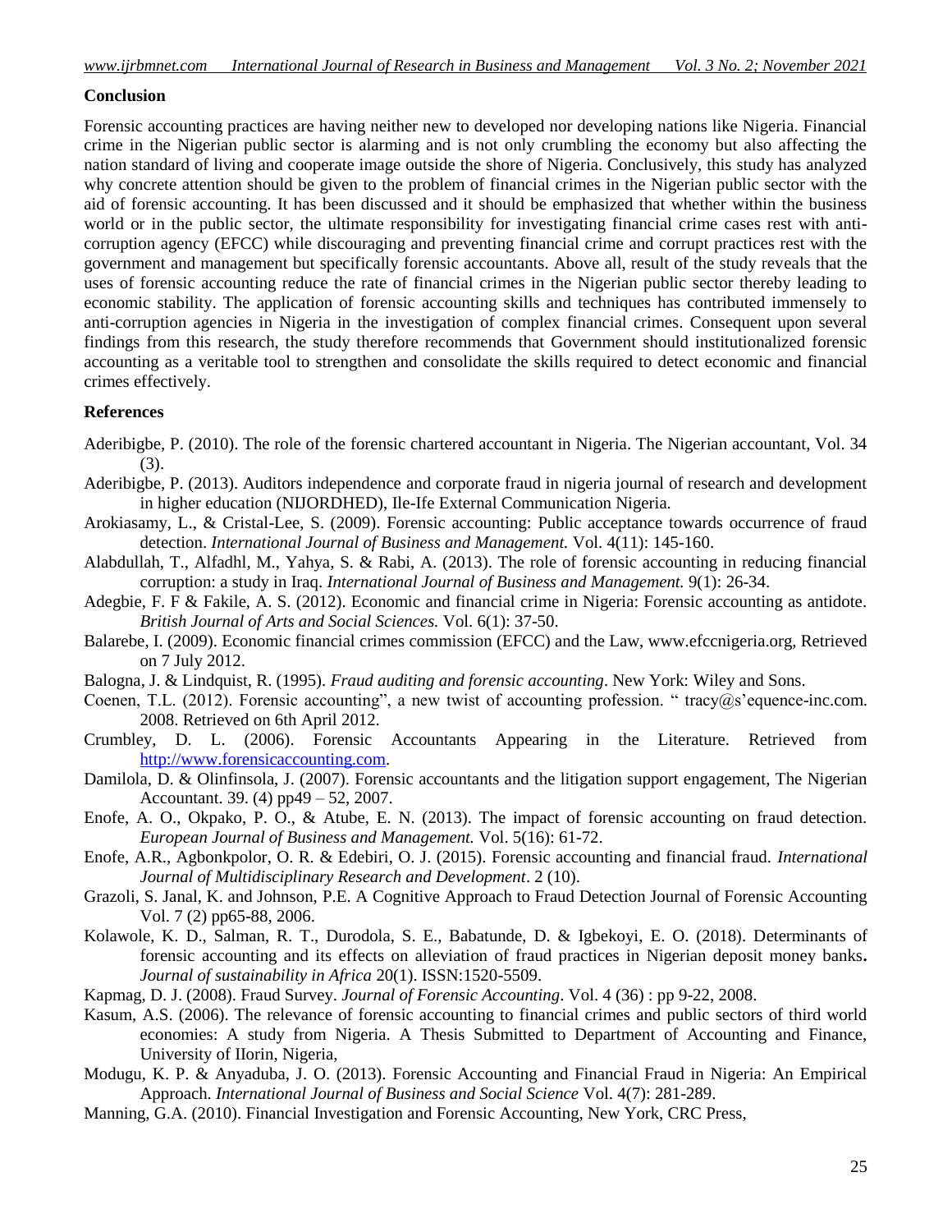## Conclusion

Forensic accounting practices are having neither new to developed nor developing nations like Nigeria. Financial crime in the Nigerian public sector is alarming and is not only crumbling the economy but also affecting the nation standard of living and cooperate image outside the shore of Nigeria. Conclusively, this study has analyzed why concrete attention should be given to the problem of financial crimes in the Nigerian public sector with the aid of forensic accounting. It has been discussed and it should be emphasized that whether within the business world or in the public sector, the ultimate responsibility for investigating financial crime cases rest with anti-corruption agency (EFCC) while discouraging and preventing financial crime and corrupt practices rest with the government and management but specifically forensic accountants. Above all, result of the study reveals that the uses of forensic accounting reduce the rate of financial crimes in the Nigerian public sector thereby leading to economic stability. The application of forensic accounting skills and techniques has contributed immensely to anti-corruption agencies in Nigeria in the investigation of complex financial crimes. Consequent upon several findings from this research, the study therefore recommends that Government should institutionalized forensic accounting as a veritable tool to strengthen and consolidate the skills required to detect economic and financial crimes effectively.

## References

Aderibigbe, P. (2010). The role of the forensic chartered accountant in Nigeria. The Nigerian accountant, Vol. 34 (3).

Aderibigbe, P. (2013). Auditors independence and corporate fraud in nigeria journal of research and development in higher education (NIJORDHED), Ile-Ife External Communication Nigeria.

Arokiasamy, L., & Cristal-Lee, S. (2009). Forensic accounting: Public acceptance towards occurrence of fraud detection. *International Journal of Business and Management.* Vol. 4(11): 145-160.

Alabdullah, T., Alfadhl, M., Yahya, S. & Rabi, A. (2013). The role of forensic accounting in reducing financial corruption: a study in Iraq. *International Journal of Business and Management.* 9(1): 26-34.

Adegbie, F. F & Fakile, A. S. (2012). Economic and financial crime in Nigeria: Forensic accounting as antidote. *British Journal of Arts and Social Sciences.* Vol. 6(1): 37-50.

Balarebe, I. (2009). Economic financial crimes commission (EFCC) and the Law, www.efccnigeria.org, Retrieved on 7 July 2012.

Balogna, J. & Lindquist, R. (1995). *Fraud auditing and forensic accounting*. New York: Wiley and Sons.

Coenen, T.L. (2012). Forensic accounting", a new twist of accounting profession. " tracy@s'equence-inc.com. 2008. Retrieved on 6th April 2012.

Crumbley, D. L. (2006). Forensic Accountants Appearing in the Literature. Retrieved from http://www.forensicaccounting.com.

Damilola, D. & Olinfinsola, J. (2007). Forensic accountants and the litigation support engagement, The Nigerian Accountant. 39. (4) pp49 – 52, 2007.

Enofe, A. O., Okpako, P. O., & Atube, E. N. (2013). The impact of forensic accounting on fraud detection. *European Journal of Business and Management.* Vol. 5(16): 61-72.

Enofe, A.R., Agbonkpolor, O. R. & Edebiri, O. J. (2015). Forensic accounting and financial fraud. *International Journal of Multidisciplinary Research and Development*. 2 (10).

Grazoli, S. Janal, K. and Johnson, P.E. A Cognitive Approach to Fraud Detection Journal of Forensic Accounting Vol. 7 (2) pp65-88, 2006.

Kolawole, K. D., Salman, R. T., Durodola, S. E., Babatunde, D. & Igbekoyi, E. O. (2018). Determinants of forensic accounting and its effects on alleviation of fraud practices in Nigerian deposit money banks**.** *Journal of sustainability in Africa* 20(1). ISSN:1520-5509.

Kapmag, D. J. (2008). Fraud Survey. *Journal of Forensic Accounting*. Vol. 4 (36) : pp 9-22, 2008.

Kasum, A.S. (2006). The relevance of forensic accounting to financial crimes and public sectors of third world economies: A study from Nigeria. A Thesis Submitted to Department of Accounting and Finance, University of IIorin, Nigeria,

Modugu, K. P. & Anyaduba, J. O. (2013). Forensic Accounting and Financial Fraud in Nigeria: An Empirical Approach. *International Journal of Business and Social Science* Vol. 4(7): 281-289.

Manning, G.A. (2010). Financial Investigation and Forensic Accounting, New York, CRC Press,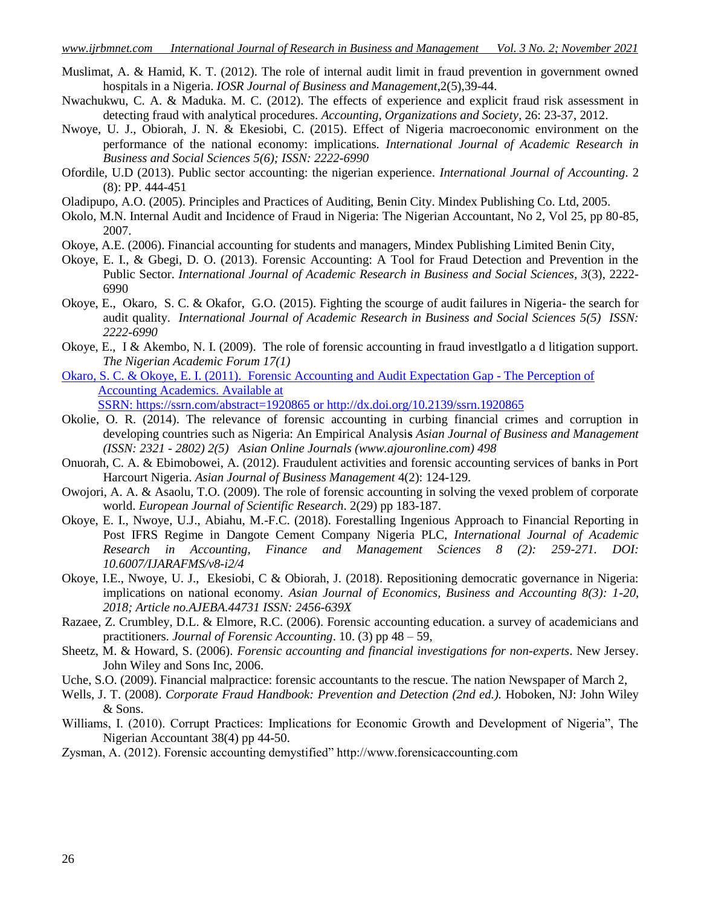Muslimat, A. & Hamid, K. T. (2012). The role of internal audit limit in fraud prevention in government owned hospitals in a Nigeria. *IOSR Journal of Business and Management*,2(5),39-44.

Nwachukwu, C. A. & Maduka. M. C. (2012). The effects of experience and explicit fraud risk assessment in detecting fraud with analytical procedures. *Accounting, Organizations and Society*, 26: 23-37, 2012.

Nwoye, U. J., Obiorah, J. N. & Ekesiobi, C. (2015). Effect of Nigeria macroeconomic environment on the performance of the national economy: implications. *International Journal of Academic Research in Business and Social Sciences 5(6); ISSN: 2222-6990*

Ofordile, U.D (2013). Public sector accounting: the nigerian experience. *International Journal of Accounting*. 2 (8): PP. 444-451

Oladipupo, A.O. (2005). Principles and Practices of Auditing, Benin City. Mindex Publishing Co. Ltd, 2005.

Okolo, M.N. Internal Audit and Incidence of Fraud in Nigeria: The Nigerian Accountant, No 2, Vol 25, pp 80-85, 2007.

Okoye, A.E. (2006). Financial accounting for students and managers, Mindex Publishing Limited Benin City,

Okoye, E. I., & Gbegi, D. O. (2013). Forensic Accounting: A Tool for Fraud Detection and Prevention in the Public Sector. *International Journal of Academic Research in Business and Social Sciences, 3*(3), 2222-6990

Okoye, E., Okaro, S. C. & Okafor, G.O. (2015). Fighting the scourge of audit failures in Nigeria- the search for audit quality. *International Journal of Academic Research in Business and Social Sciences 5(5) ISSN: 2222-6990*

Okoye, E., I & Akembo, N. I. (2009). The role of forensic accounting in fraud investlgatlo a d litigation support. *The Nigerian Academic Forum 17(1)*

Okaro, S. C. & Okoye, E. I. (2011). Forensic Accounting and Audit Expectation Gap - The Perception of Accounting Academics. Available at SSRN: https://ssrn.com/abstract=1920865 or http://dx.doi.org/10.2139/ssrn.1920865

Okolie, O. R. (2014). The relevance of forensic accounting in curbing financial crimes and corruption in developing countries such as Nigeria: An Empirical Analysis *Asian Journal of Business and Management (ISSN: 2321 - 2802) 2(5) Asian Online Journals (www.ajouronline.com) 498*

Onuorah, C. A. & Ebimobowei, A. (2012). Fraudulent activities and forensic accounting services of banks in Port Harcourt Nigeria. *Asian Journal of Business Management* 4(2): 124-129.

Owojori, A. A. & Asaolu, T.O. (2009). The role of forensic accounting in solving the vexed problem of corporate world. *European Journal of Scientific Research*. 2(29) pp 183-187.

Okoye, E. I., Nwoye, U.J., Abiahu, M.-F.C. (2018). Forestalling Ingenious Approach to Financial Reporting in Post IFRS Regime in Dangote Cement Company Nigeria PLC, *International Journal of Academic Research in Accounting, Finance and Management Sciences 8 (2): 259-271. DOI: 10.6007/IJARAFMS/v8-i2/4*

Okoye, I.E., Nwoye, U. J., Ekesiobi, C & Obiorah, J. (2018). Repositioning democratic governance in Nigeria: implications on national economy. *Asian Journal of Economics, Business and Accounting 8(3): 1-20, 2018; Article no.AJEBA.44731 ISSN: 2456-639X*

Razaee, Z. Crumbley, D.L. & Elmore, R.C. (2006). Forensic accounting education. a survey of academicians and practitioners. *Journal of Forensic Accounting*. 10. (3) pp 48 – 59,

Sheetz, M. & Howard, S. (2006). *Forensic accounting and financial investigations for non-experts*. New Jersey. John Wiley and Sons Inc, 2006.

Uche, S.O. (2009). Financial malpractice: forensic accountants to the rescue. The nation Newspaper of March 2,

Wells, J. T. (2008). *Corporate Fraud Handbook: Prevention and Detection (2nd ed.).* Hoboken, NJ: John Wiley & Sons.

Williams, I. (2010). Corrupt Practices: Implications for Economic Growth and Development of Nigeria", The Nigerian Accountant 38(4) pp 44-50.

Zysman, A. (2012). Forensic accounting demystified" http://www.forensicaccounting.com